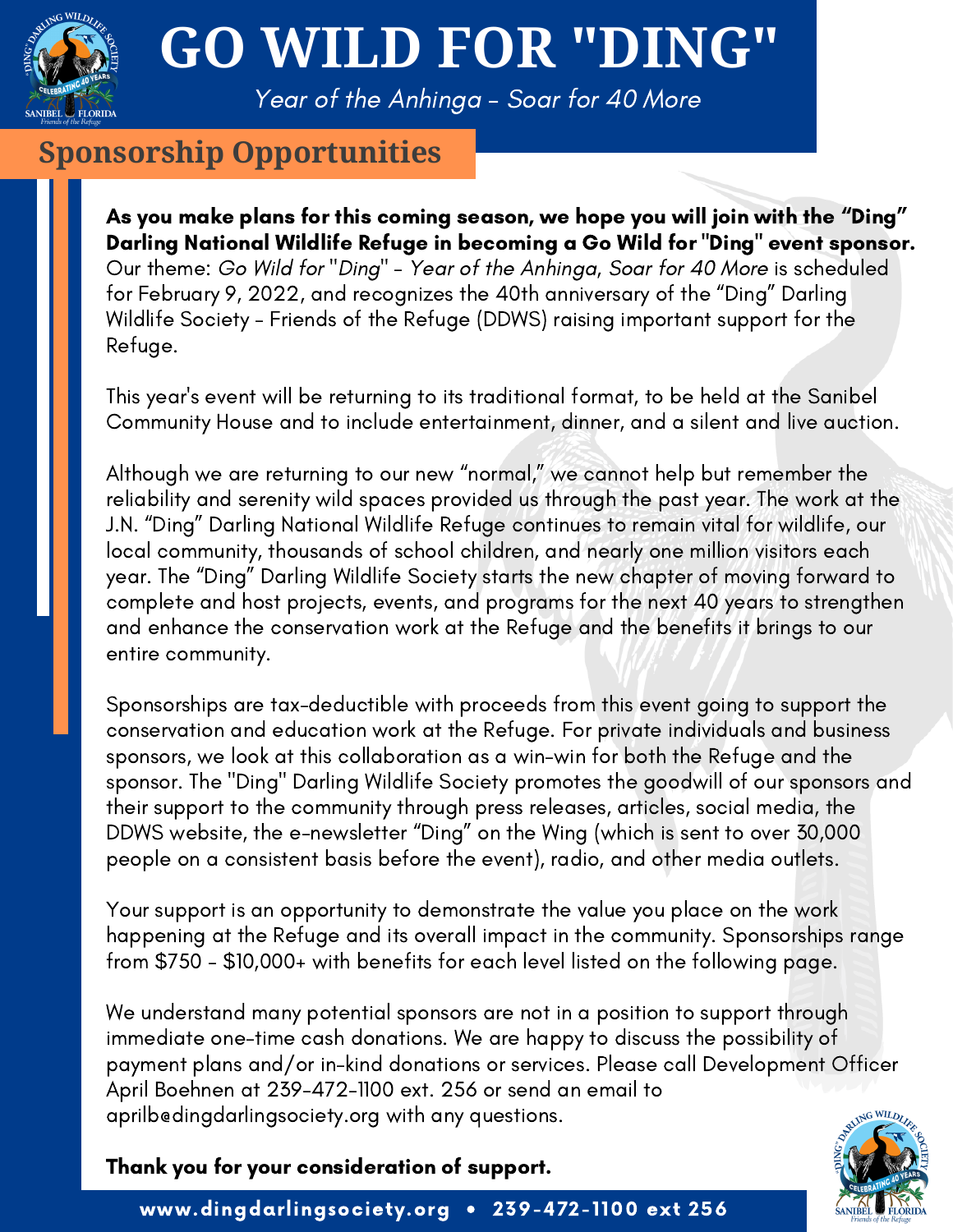# GO WILD FOR "DING"

*Year of the Anhinga - Soar for 40 More*

## Sponsorship Opportunities

**As you make plans for this coming season, we hope you will join with the "Ding" Darling National Wildlife Refuge in becoming a Go Wild for "Ding" event sponsor.** Our theme: *Go Wild for "Ding" - Year of the Anhinga, Soar for 40 More* is scheduled for February 9, 2022, and recognizes the 40th anniversary of the "Ding" Darling Wildlife Society - Friends of the Refuge (DDWS) raising important support for the Refuge.

This year's event will be returning to its traditional format, to be held at the Sanibel Community House and to include entertainment, dinner, and a silent and live auction.

Although we are returning to our new "normal," we cannot help but remember the reliability and serenity wild spaces provided us through the past year. The work at the J.N. "Ding" Darling National Wildlife Refuge continues to remain vital for wildlife, our local community, thousands of school children, and nearly one million visitors each year. The "Ding" Darling Wildlife Society starts the new chapter of moving forward to complete and host projects, events, and programs for the next 40 years to strengthen and enhance the conservation work at the Refuge and the benefits it brings to our entire community.

Sponsorships are tax-deductible with proceeds from this event going to support the conservation and education work at the Refuge. For private individuals and business sponsors, we look at this collaboration as a win-win for both the Refuge and the sponsor. The "Ding" Darling Wildlife Society promotes the goodwill of our sponsors and their support to the community through press releases, articles, social media, the DDWS website, the e-newsletter "Ding" on the Wing (which is sent to over 30,000 people on a consistent basis before the event), radio, and other media outlets.

Your support is an opportunity to demonstrate the value you place on the work happening at the Refuge and its overall impact in the community. Sponsorships range from $750 - $10,000+ with benefits for each level listed on the following page.

We understand many potential sponsors are not in a position to support through immediate one-time cash donations. We are happy to discuss the possibility of payment plans and/or in-kind donations or services. Please call Development Officer April Boehnen at 239-472-1100 ext. 256 or send an email to aprilb@dingdarlingsociety.org with any questions.

**Thank you for your consideration of support.**

www.dingdarlingsociety.org • 239-472-1100 ext 256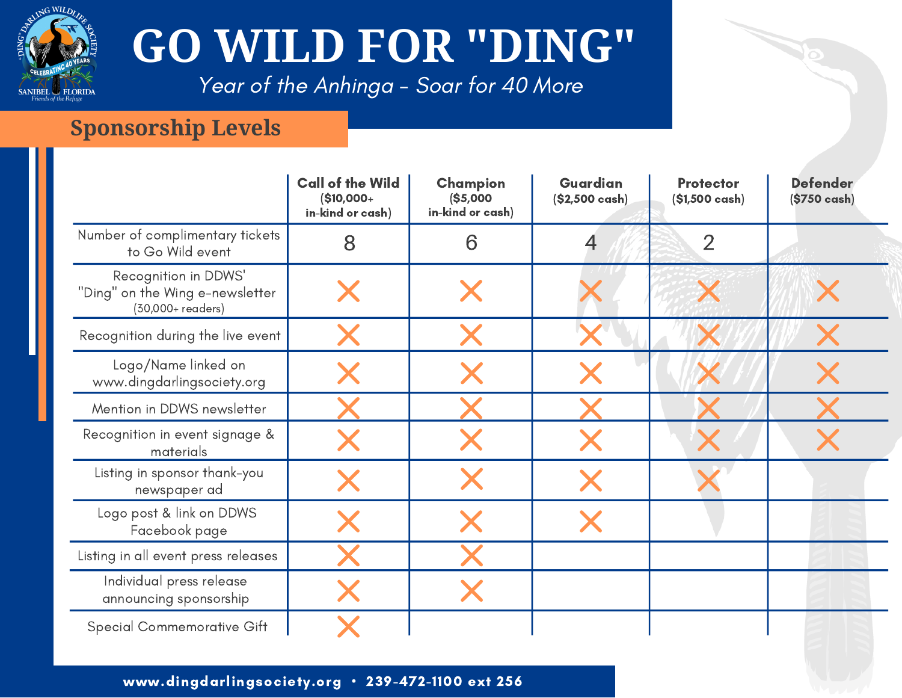# GO WILD FOR "DING"

*Year of the Anhinga - Soar for 40 More*

## Sponsorship Levels

| | Call of the Wild ($10,000+ in-kind or cash) | Champion ($5,000 in-kind or cash) | Guardian ($2,500 cash) | Protector ($1,500 cash) | Defender ($750 cash) |
|---|---|---|---|---|---|
| Number of complimentary tickets to Go Wild event | 8 | 6 | 4 | 2 | |
| Recognition in DDWS' "Ding" on the Wing e-newsletter (30,000+ readers) | X | X | X | X | X |
| Recognition during the live event | X | X | X | X | X |
| Logo/Name linked on www.dingdarlingsociety.org | X | X | X | X | X |
| Mention in DDWS newsletter | X | X | X | X | X |
| Recognition in event signage & materials | X | X | X | X | X |
| Listing in sponsor thank-you newspaper ad | X | X | X | X | |
| Logo post & link on DDWS Facebook page | X | X | X | | |
| Listing in all event press releases | X | X | | | |
| Individual press release announcing sponsorship | X | X | | | |
| Special Commemorative Gift | X | | | | |

www.dingdarlingsociety.org • 239-472-1100 ext 256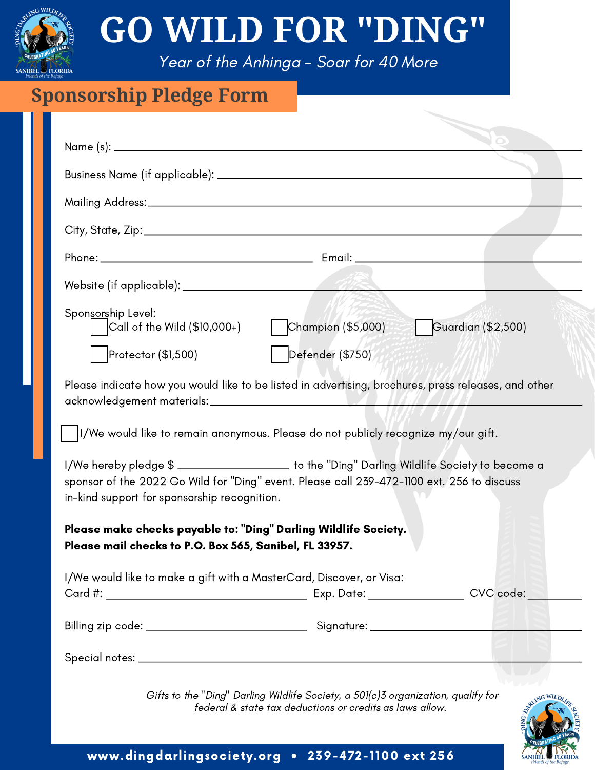# GO WILD FOR "DING"

*Year of the Anhinga - Soar for 40 More*

## Sponsorship Pledge Form

Name (s): \_\_\_\_\_\_\_\_\_\_\_\_\_\_\_\_\_\_\_\_\_\_\_\_\_\_\_\_\_\_\_\_

Business Name (if applicable): \_\_\_\_\_\_\_\_\_\_\_\_\_\_\_\_\_\_\_\_\_\_\_\_\_\_\_\_\_\_\_\_

Mailing Address: \_\_\_\_\_\_\_\_\_\_\_\_\_\_\_\_\_\_\_\_\_\_\_\_\_\_\_\_\_\_\_\_

City, State, Zip: \_\_\_\_\_\_\_\_\_\_\_\_\_\_\_\_\_\_\_\_\_\_\_\_\_\_\_\_\_\_\_\_

Phone: \_\_\_\_\_\_\_\_\_\_\_\_\_\_\_\_\_\_\_\_ Email: \_\_\_\_\_\_\_\_\_\_\_\_\_\_\_\_\_\_\_\_

Website (if applicable): \_\_\_\_\_\_\_\_\_\_\_\_\_\_\_\_\_\_\_\_\_\_\_\_\_\_\_\_\_\_\_\_

Sponsorship Level:

- ☐ Call of the Wild ($10,000+)
- ☐ Champion ($5,000)
- ☐ Guardian ($2,500)
- ☐ Protector ($1,500)
- ☐ Defender ($750)

Please indicate how you would like to be listed in advertising, brochures, press releases, and other acknowledgement materials: \_\_\_\_\_\_\_\_\_\_\_\_\_\_\_\_\_\_\_\_\_\_\_\_\_\_\_\_\_\_\_\_

☐ I/We would like to remain anonymous. Please do not publicly recognize my/our gift.

I/We hereby pledge $ \_\_\_\_\_\_\_\_\_\_\_\_\_\_\_\_ to the "Ding" Darling Wildlife Society to become a sponsor of the 2022 Go Wild for "Ding" event. Please call 239-472-1100 ext. 256 to discuss in-kind support for sponsorship recognition.

**Please make checks payable to: "Ding" Darling Wildlife Society.**
**Please mail checks to P.O. Box 565, Sanibel, FL 33957.**

I/We would like to make a gift with a MasterCard, Discover, or Visa:

Card #: \_\_\_\_\_\_\_\_\_\_\_\_\_\_\_\_\_\_\_\_ Exp. Date: \_\_\_\_\_\_\_\_\_\_ CVC code: \_\_\_\_\_\_\_\_

Billing zip code: \_\_\_\_\_\_\_\_\_\_\_\_\_\_\_\_\_\_\_\_ Signature: \_\_\_\_\_\_\_\_\_\_\_\_\_\_\_\_\_\_\_\_

Special notes: \_\_\_\_\_\_\_\_\_\_\_\_\_\_\_\_\_\_\_\_\_\_\_\_\_\_\_\_\_\_\_\_

*Gifts to the "Ding" Darling Wildlife Society, a 501(c)3 organization, qualify for federal & state tax deductions or credits as laws allow.*

**www.dingdarlingsociety.org • 239-472-1100 ext 256**